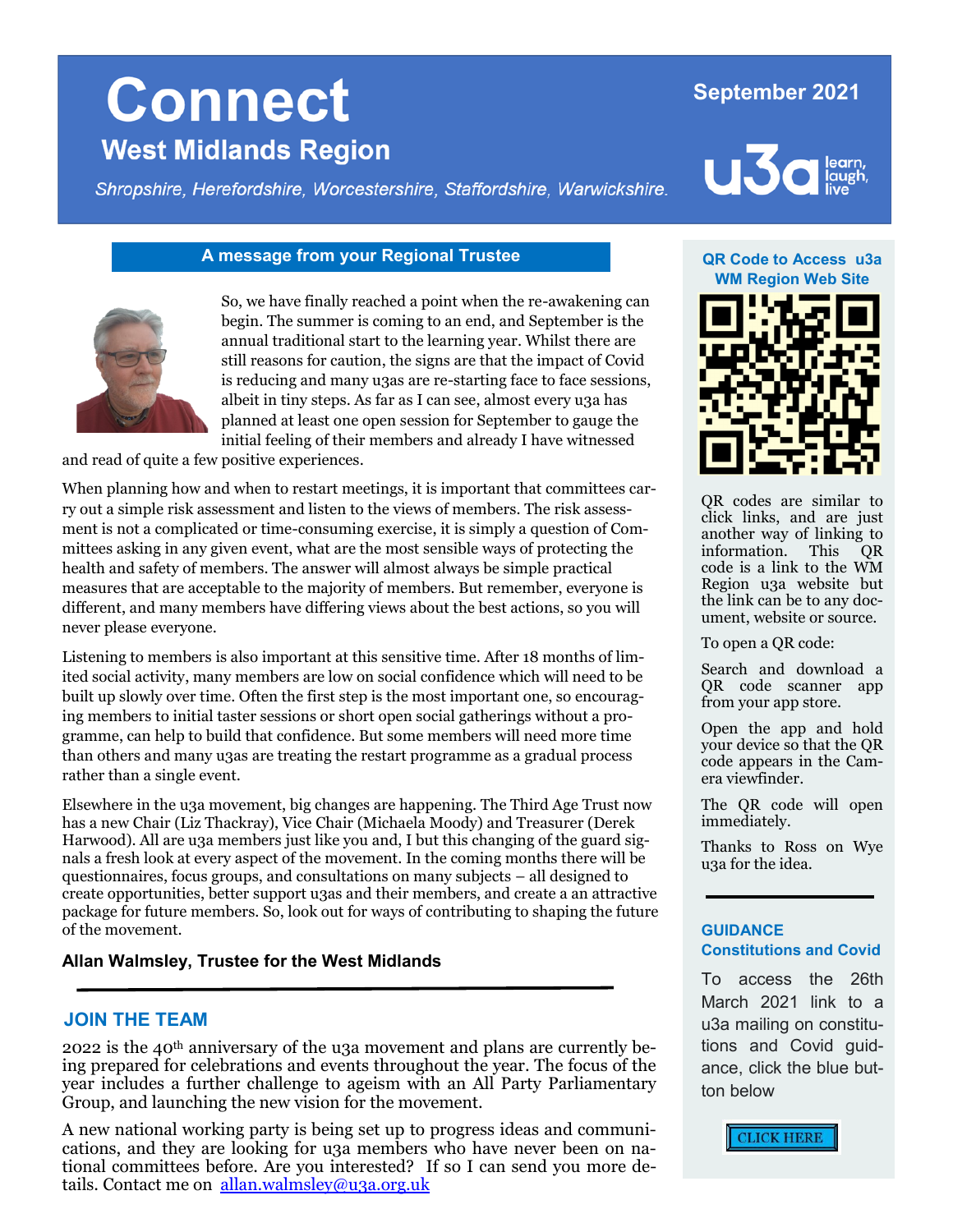# Connect

## West Midlands Region

*Shropshire, Herefordshire, Worcestershire, Staffordshire, Warwickshire.*

September 2021

u3a learn, laugh, live

### A message from your Regional Trustee

So, we have finally reached a point when the re-awakening can begin. The summer is coming to an end, and September is the annual traditional start to the learning year. Whilst there are still reasons for caution, the signs are that the impact of Covid is reducing and many u3as are re-starting face to face sessions, albeit in tiny steps. As far as I can see, almost every u3a has planned at least one open session for September to gauge the initial feeling of their members and already I have witnessed and read of quite a few positive experiences.

When planning how and when to restart meetings, it is important that committees carry out a simple risk assessment and listen to the views of members. The risk assessment is not a complicated or time-consuming exercise, it is simply a question of Committees asking in any given event, what are the most sensible ways of protecting the health and safety of members. The answer will almost always be simple practical measures that are acceptable to the majority of members. But remember, everyone is different, and many members have differing views about the best actions, so you will never please everyone.

Listening to members is also important at this sensitive time. After 18 months of limited social activity, many members are low on social confidence which will need to be built up slowly over time. Often the first step is the most important one, so encouraging members to initial taster sessions or short open social gatherings without a programme, can help to build that confidence. But some members will need more time than others and many u3as are treating the restart programme as a gradual process rather than a single event.

Elsewhere in the u3a movement, big changes are happening. The Third Age Trust now has a new Chair (Liz Thackray), Vice Chair (Michaela Moody) and Treasurer (Derek Harwood). All are u3a members just like you and, I but this changing of the guard signals a fresh look at every aspect of the movement. In the coming months there will be questionnaires, focus groups, and consultations on many subjects – all designed to create opportunities, better support u3as and their members, and create a an attractive package for future members. So, look out for ways of contributing to shaping the future of the movement.

**Allan Walmsley, Trustee for the West Midlands**

### JOIN THE TEAM

2022 is the 40th anniversary of the u3a movement and plans are currently being prepared for celebrations and events throughout the year. The focus of the year includes a further challenge to ageism with an All Party Parliamentary Group, and launching the new vision for the movement.

A new national working party is being set up to progress ideas and communications, and they are looking for u3a members who have never been on national committees before. Are you interested? If so I can send you more details. Contact me on allan.walmsley@u3a.org.uk

### QR Code to Access u3a WM Region Web Site

QR codes are similar to click links, and are just another way of linking to information. This QR code is a link to the WM Region u3a website but the link can be to any document, website or source.

To open a QR code:

Search and download a QR code scanner app from your app store.

Open the app and hold your device so that the QR code appears in the Camera viewfinder.

The QR code will open immediately.

Thanks to Ross on Wye u3a for the idea.

### GUIDANCE Constitutions and Covid

To access the 26th March 2021 link to a u3a mailing on constitutions and Covid guidance, click the blue button below

CLICK HERE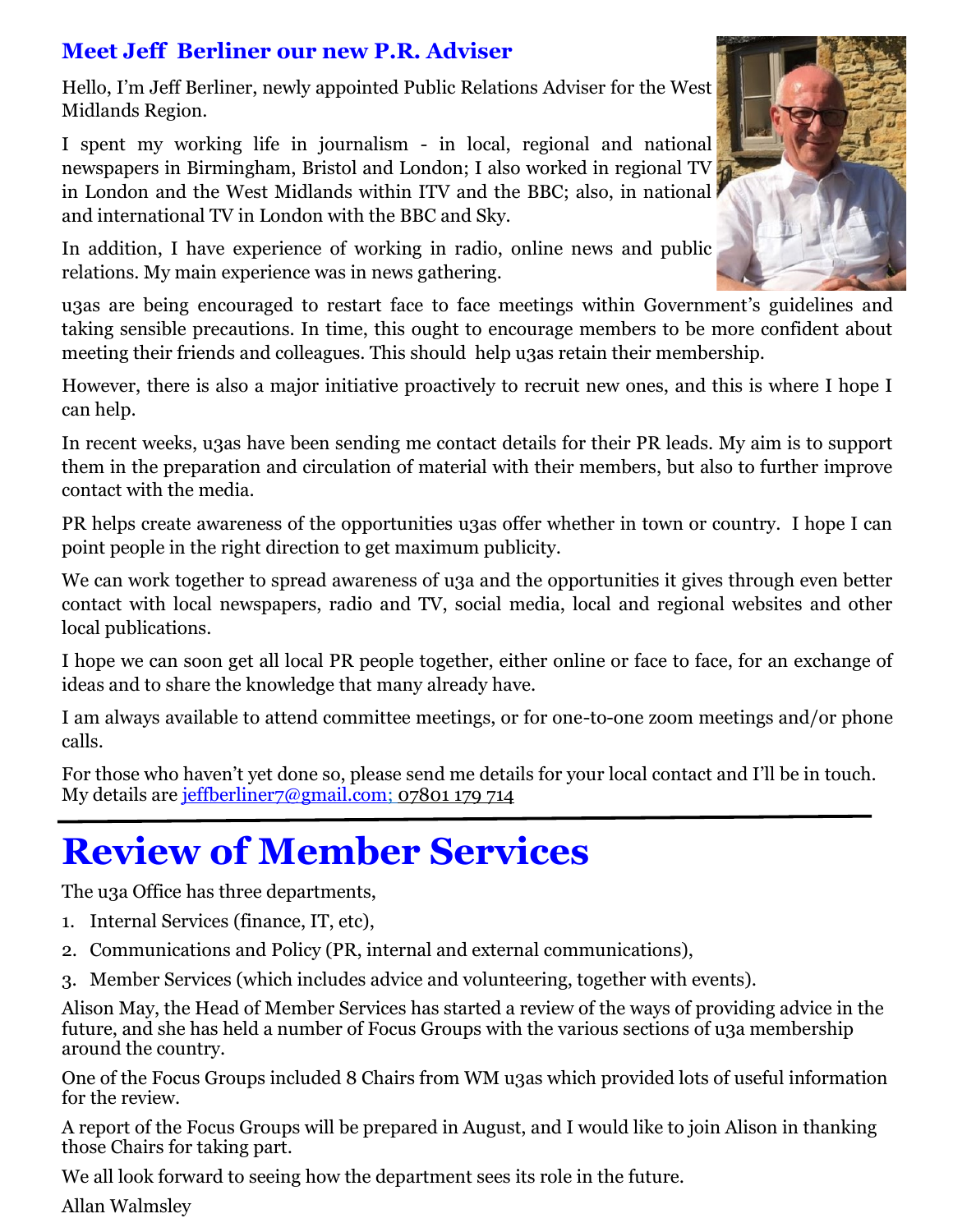## Meet Jeff Berliner our new P.R. Adviser

Hello, I'm Jeff Berliner, newly appointed Public Relations Adviser for the West Midlands Region.

I spent my working life in journalism - in local, regional and national newspapers in Birmingham, Bristol and London; I also worked in regional TV in London and the West Midlands within ITV and the BBC; also, in national and international TV in London with the BBC and Sky.

In addition, I have experience of working in radio, online news and public relations. My main experience was in news gathering.

u3as are being encouraged to restart face to face meetings within Government's guidelines and taking sensible precautions. In time, this ought to encourage members to be more confident about meeting their friends and colleagues. This should help u3as retain their membership.

However, there is also a major initiative proactively to recruit new ones, and this is where I hope I can help.

In recent weeks, u3as have been sending me contact details for their PR leads. My aim is to support them in the preparation and circulation of material with their members, but also to further improve contact with the media.

PR helps create awareness of the opportunities u3as offer whether in town or country. I hope I can point people in the right direction to get maximum publicity.

We can work together to spread awareness of u3a and the opportunities it gives through even better contact with local newspapers, radio and TV, social media, local and regional websites and other local publications.

I hope we can soon get all local PR people together, either online or face to face, for an exchange of ideas and to share the knowledge that many already have.

I am always available to attend committee meetings, or for one-to-one zoom meetings and/or phone calls.

For those who haven't yet done so, please send me details for your local contact and I'll be in touch. My details are jeffberliner7@gmail.com; 07801 179 714

---

# Review of Member Services

The u3a Office has three departments,

1. Internal Services (finance, IT, etc),
2. Communications and Policy (PR, internal and external communications),
3. Member Services (which includes advice and volunteering, together with events).

Alison May, the Head of Member Services has started a review of the ways of providing advice in the future, and she has held a number of Focus Groups with the various sections of u3a membership around the country.

One of the Focus Groups included 8 Chairs from WM u3as which provided lots of useful information for the review.

A report of the Focus Groups will be prepared in August, and I would like to join Alison in thanking those Chairs for taking part.

We all look forward to seeing how the department sees its role in the future.

Allan Walmsley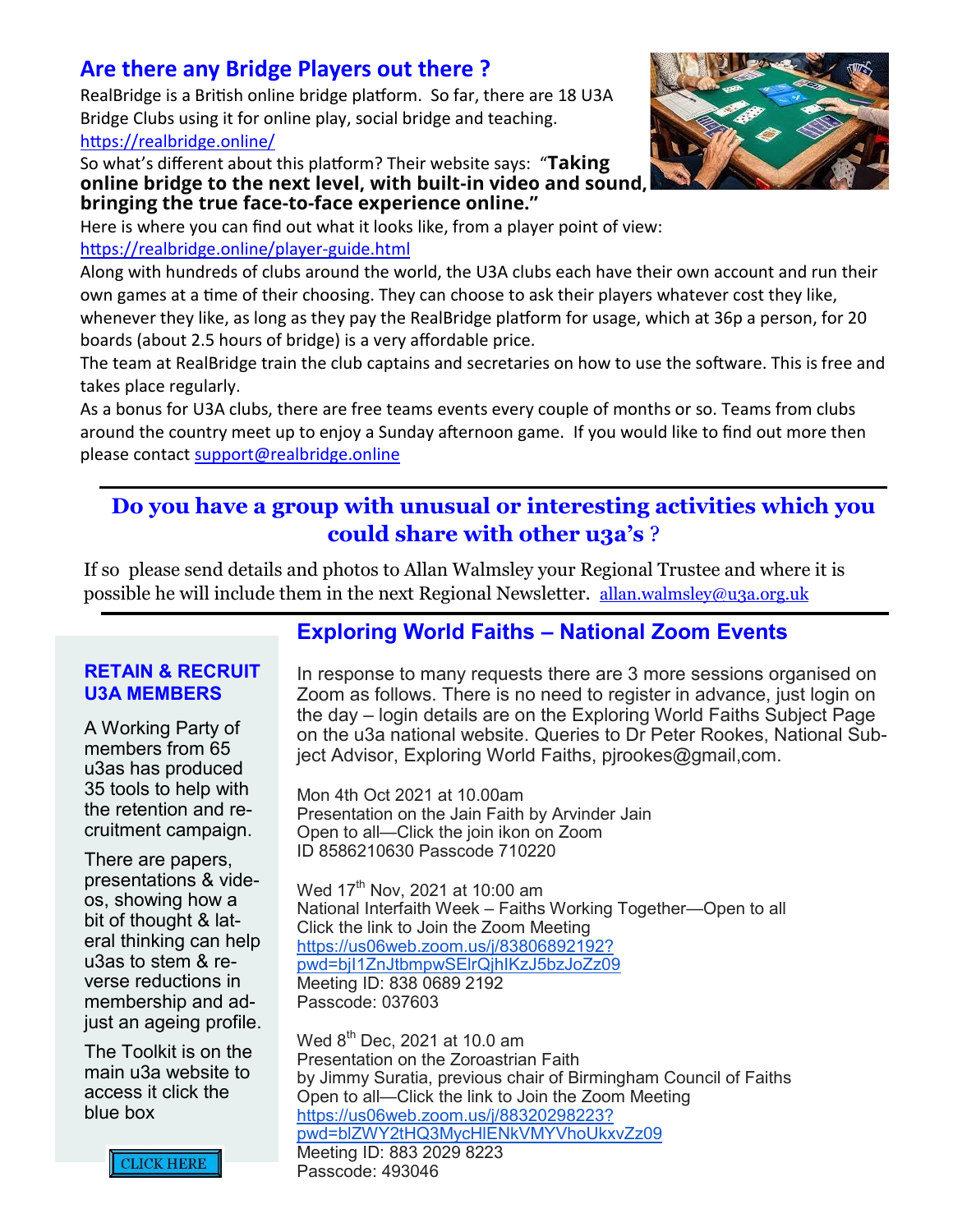## Are there any Bridge Players out there ?

RealBridge is a British online bridge platform. So far, there are 18 U3A Bridge Clubs using it for online play, social bridge and teaching.
https://realbridge.online/

So what's different about this platform? Their website says: "**Taking online bridge to the next level, with built-in video and sound, bringing the true face-to-face experience online."**

Here is where you can find out what it looks like, from a player point of view:
https://realbridge.online/player-guide.html

Along with hundreds of clubs around the world, the U3A clubs each have their own account and run their own games at a time of their choosing. They can choose to ask their players whatever cost they like, whenever they like, as long as they pay the RealBridge platform for usage, which at 36p a person, for 20 boards (about 2.5 hours of bridge) is a very affordable price.

The team at RealBridge train the club captains and secretaries on how to use the software. This is free and takes place regularly.

As a bonus for U3A clubs, there are free teams events every couple of months or so. Teams from clubs around the country meet up to enjoy a Sunday afternoon game. If you would like to find out more then please contact support@realbridge.online

---

## Do you have a group with unusual or interesting activities which you could share with other u3a's ?

If so please send details and photos to Allan Walmsley your Regional Trustee and where it is possible he will include them in the next Regional Newsletter. allan.walmsley@u3a.org.uk

---

### RETAIN & RECRUIT U3A MEMBERS

A Working Party of members from 65 u3as has produced 35 tools to help with the retention and recruitment campaign.

There are papers, presentations & videos, showing how a bit of thought & lateral thinking can help u3as to stem & reverse reductions in membership and adjust an ageing profile.

The Toolkit is on the main u3a website to access it click the blue box

CLICK HERE

## Exploring World Faiths – National Zoom Events

In response to many requests there are 3 more sessions organised on Zoom as follows. There is no need to register in advance, just login on the day – login details are on the Exploring World Faiths Subject Page on the u3a national website. Queries to Dr Peter Rookes, National Subject Advisor, Exploring World Faiths, pjrookes@gmail,com.

Mon 4th Oct 2021 at 10.00am
Presentation on the Jain Faith by Arvinder Jain
Open to all—Click the join ikon on Zoom
ID 8586210630 Passcode 710220

Wed 17th Nov, 2021 at 10:00 am
National Interfaith Week – Faiths Working Together—Open to all
Click the link to Join the Zoom Meeting
https://us06web.zoom.us/j/83806892192?pwd=bjI1ZnJtbmpwSElrQjhlKzJ5bzJoZz09
Meeting ID: 838 0689 2192
Passcode: 037603

Wed 8th Dec, 2021 at 10.0 am
Presentation on the Zoroastrian Faith
by Jimmy Suratia, previous chair of Birmingham Council of Faiths
Open to all—Click the link to Join the Zoom Meeting
https://us06web.zoom.us/j/88320298223?pwd=blZWY2tHQ3MycHlENkVMYVhoUkxvZz09
Meeting ID: 883 2029 8223
Passcode: 493046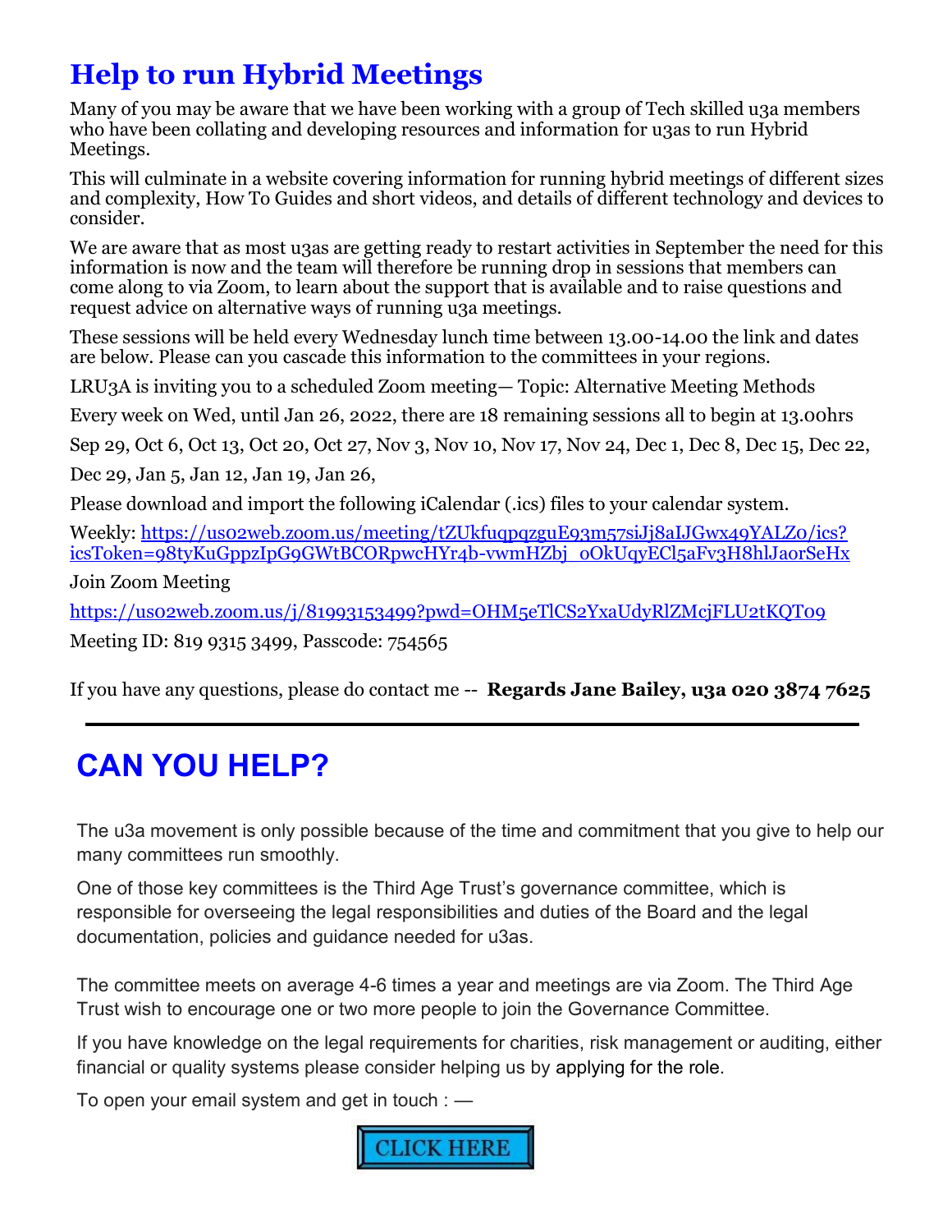# Help to run Hybrid Meetings

Many of you may be aware that we have been working with a group of Tech skilled u3a members who have been collating and developing resources and information for u3as to run Hybrid Meetings.

This will culminate in a website covering information for running hybrid meetings of different sizes and complexity, How To Guides and short videos, and details of different technology and devices to consider.

We are aware that as most u3as are getting ready to restart activities in September the need for this information is now and the team will therefore be running drop in sessions that members can come along to via Zoom, to learn about the support that is available and to raise questions and request advice on alternative ways of running u3a meetings.

These sessions will be held every Wednesday lunch time between 13.00-14.00 the link and dates are below. Please can you cascade this information to the committees in your regions.

LRU3A is inviting you to a scheduled Zoom meeting— Topic: Alternative Meeting Methods

Every week on Wed, until Jan 26, 2022, there are 18 remaining sessions all to begin at 13.00hrs

Sep 29, Oct 6, Oct 13, Oct 20, Oct 27, Nov 3, Nov 10, Nov 17, Nov 24, Dec 1, Dec 8, Dec 15, Dec 22, Dec 29, Jan 5, Jan 12, Jan 19, Jan 26,

Please download and import the following iCalendar (.ics) files to your calendar system.

Weekly: https://us02web.zoom.us/meeting/tZUkfuqpqzguE93m57siJj8aIJGwx49YALZ0/ics?icsToken=98tyKuGppzIpG9GWtBCORpwcHYr4b-vwmHZbj_oOkUqyECl5aFv3H8hlJaorSeHx

Join Zoom Meeting

https://us02web.zoom.us/j/81993153499?pwd=OHM5eTlCS2YxaUdyRlZMcjFLU2tKQT09

Meeting ID: 819 9315 3499, Passcode: 754565

If you have any questions, please do contact me -- **Regards Jane Bailey, u3a 020 3874 7625**

---

# CAN YOU HELP?

The u3a movement is only possible because of the time and commitment that you give to help our many committees run smoothly.

One of those key committees is the Third Age Trust's governance committee, which is responsible for overseeing the legal responsibilities and duties of the Board and the legal documentation, policies and guidance needed for u3as.

The committee meets on average 4-6 times a year and meetings are via Zoom. The Third Age Trust wish to encourage one or two more people to join the Governance Committee.

If you have knowledge on the legal requirements for charities, risk management or auditing, either financial or quality systems please consider helping us by applying for the role.

To open your email system and get in touch : —

CLICK HERE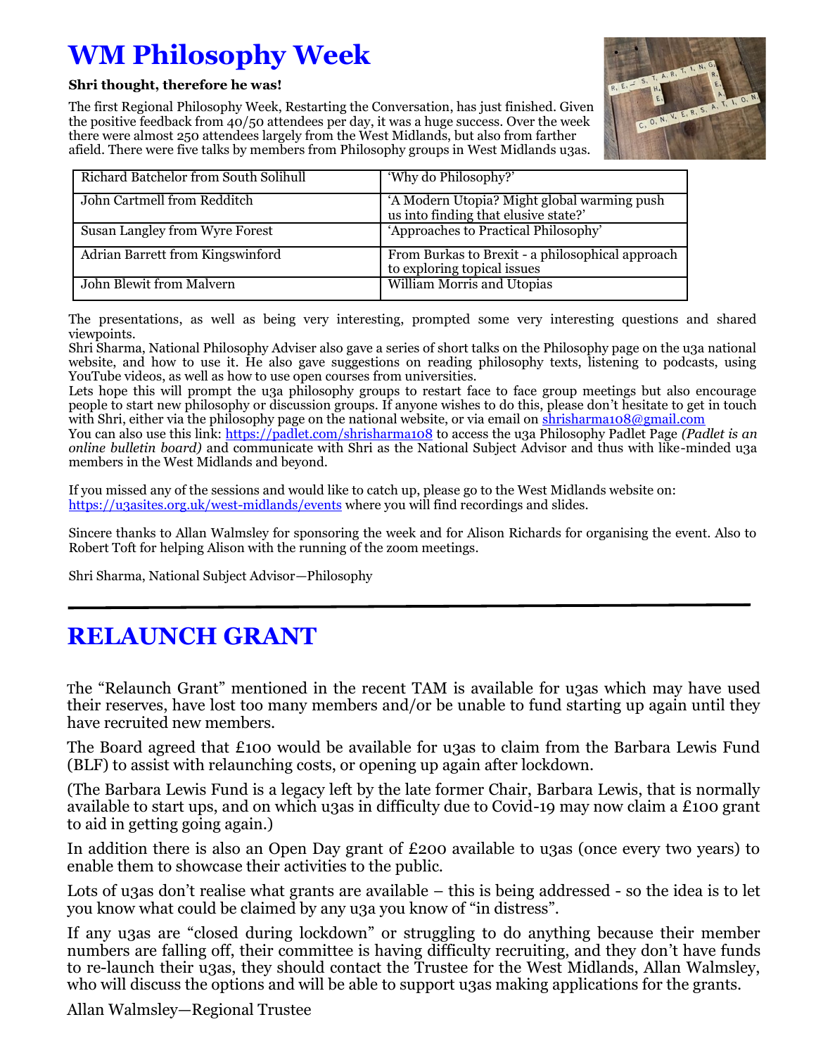# WM Philosophy Week

**Shri thought, therefore he was!**

The first Regional Philosophy Week, Restarting the Conversation, has just finished. Given the positive feedback from 40/50 attendees per day, it was a huge success. Over the week there were almost 250 attendees largely from the West Midlands, but also from farther afield. There were five talks by members from Philosophy groups in West Midlands u3as.

| | |
|---|---|
| Richard Batchelor from South Solihull | 'Why do Philosophy?' |
| John Cartmell from Redditch | 'A Modern Utopia? Might global warming push us into finding that elusive state?' |
| Susan Langley from Wyre Forest | 'Approaches to Practical Philosophy' |
| Adrian Barrett from Kingswinford | From Burkas to Brexit - a philosophical approach to exploring topical issues |
| John Blewit from Malvern | William Morris and Utopias |

The presentations, as well as being very interesting, prompted some very interesting questions and shared viewpoints.

Shri Sharma, National Philosophy Adviser also gave a series of short talks on the Philosophy page on the u3a national website, and how to use it. He also gave suggestions on reading philosophy texts, listening to podcasts, using YouTube videos, as well as how to use open courses from universities.

Lets hope this will prompt the u3a philosophy groups to restart face to face group meetings but also encourage people to start new philosophy or discussion groups. If anyone wishes to do this, please don't hesitate to get in touch with Shri, either via the philosophy page on the national website, or via email on shrisharma108@gmail.com

You can also use this link: https://padlet.com/shrisharma108 to access the u3a Philosophy Padlet Page *(Padlet is an online bulletin board)* and communicate with Shri as the National Subject Advisor and thus with like-minded u3a members in the West Midlands and beyond.

If you missed any of the sessions and would like to catch up, please go to the West Midlands website on: https://u3asites.org.uk/west-midlands/events where you will find recordings and slides.

Sincere thanks to Allan Walmsley for sponsoring the week and for Alison Richards for organising the event. Also to Robert Toft for helping Alison with the running of the zoom meetings.

Shri Sharma, National Subject Advisor—Philosophy

---

# RELAUNCH GRANT

The "Relaunch Grant" mentioned in the recent TAM is available for u3as which may have used their reserves, have lost too many members and/or be unable to fund starting up again until they have recruited new members.

The Board agreed that £100 would be available for u3as to claim from the Barbara Lewis Fund (BLF) to assist with relaunching costs, or opening up again after lockdown.

(The Barbara Lewis Fund is a legacy left by the late former Chair, Barbara Lewis, that is normally available to start ups, and on which u3as in difficulty due to Covid-19 may now claim a £100 grant to aid in getting going again.)

In addition there is also an Open Day grant of £200 available to u3as (once every two years) to enable them to showcase their activities to the public.

Lots of u3as don't realise what grants are available – this is being addressed - so the idea is to let you know what could be claimed by any u3a you know of "in distress".

If any u3as are "closed during lockdown" or struggling to do anything because their member numbers are falling off, their committee is having difficulty recruiting, and they don't have funds to re-launch their u3as, they should contact the Trustee for the West Midlands, Allan Walmsley, who will discuss the options and will be able to support u3as making applications for the grants.

Allan Walmsley—Regional Trustee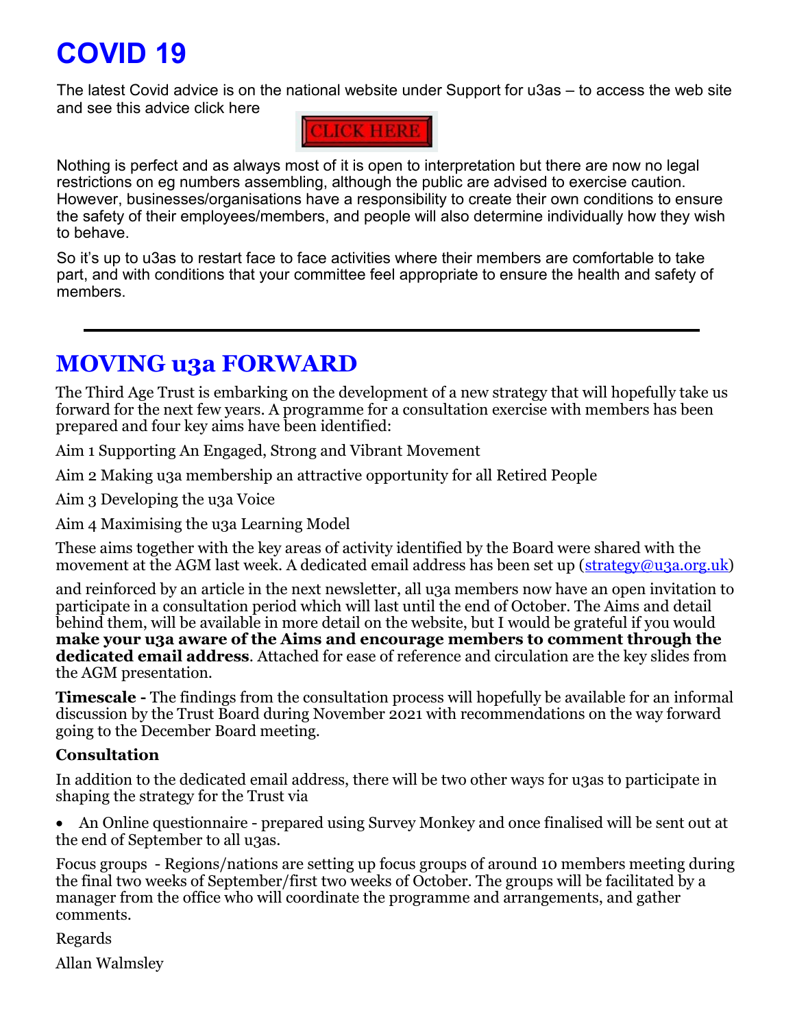# COVID 19

The latest Covid advice is on the national website under Support for u3as – to access the web site and see this advice click here

CLICK HERE

Nothing is perfect and as always most of it is open to interpretation but there are now no legal restrictions on eg numbers assembling, although the public are advised to exercise caution. However, businesses/organisations have a responsibility to create their own conditions to ensure the safety of their employees/members, and people will also determine individually how they wish to behave.

So it's up to u3as to restart face to face activities where their members are comfortable to take part, and with conditions that your committee feel appropriate to ensure the health and safety of members.

---

# MOVING u3a FORWARD

The Third Age Trust is embarking on the development of a new strategy that will hopefully take us forward for the next few years. A programme for a consultation exercise with members has been prepared and four key aims have been identified:

Aim 1 Supporting An Engaged, Strong and Vibrant Movement

Aim 2 Making u3a membership an attractive opportunity for all Retired People

Aim 3 Developing the u3a Voice

Aim 4 Maximising the u3a Learning Model

These aims together with the key areas of activity identified by the Board were shared with the movement at the AGM last week. A dedicated email address has been set up (strategy@u3a.org.uk)

and reinforced by an article in the next newsletter, all u3a members now have an open invitation to participate in a consultation period which will last until the end of October. The Aims and detail behind them, will be available in more detail on the website, but I would be grateful if you would **make your u3a aware of the Aims and encourage members to comment through the dedicated email address**. Attached for ease of reference and circulation are the key slides from the AGM presentation.

**Timescale -** The findings from the consultation process will hopefully be available for an informal discussion by the Trust Board during November 2021 with recommendations on the way forward going to the December Board meeting.

**Consultation**

In addition to the dedicated email address, there will be two other ways for u3as to participate in shaping the strategy for the Trust via

- An Online questionnaire - prepared using Survey Monkey and once finalised will be sent out at the end of September to all u3as.

Focus groups - Regions/nations are setting up focus groups of around 10 members meeting during the final two weeks of September/first two weeks of October. The groups will be facilitated by a manager from the office who will coordinate the programme and arrangements, and gather comments.

Regards

Allan Walmsley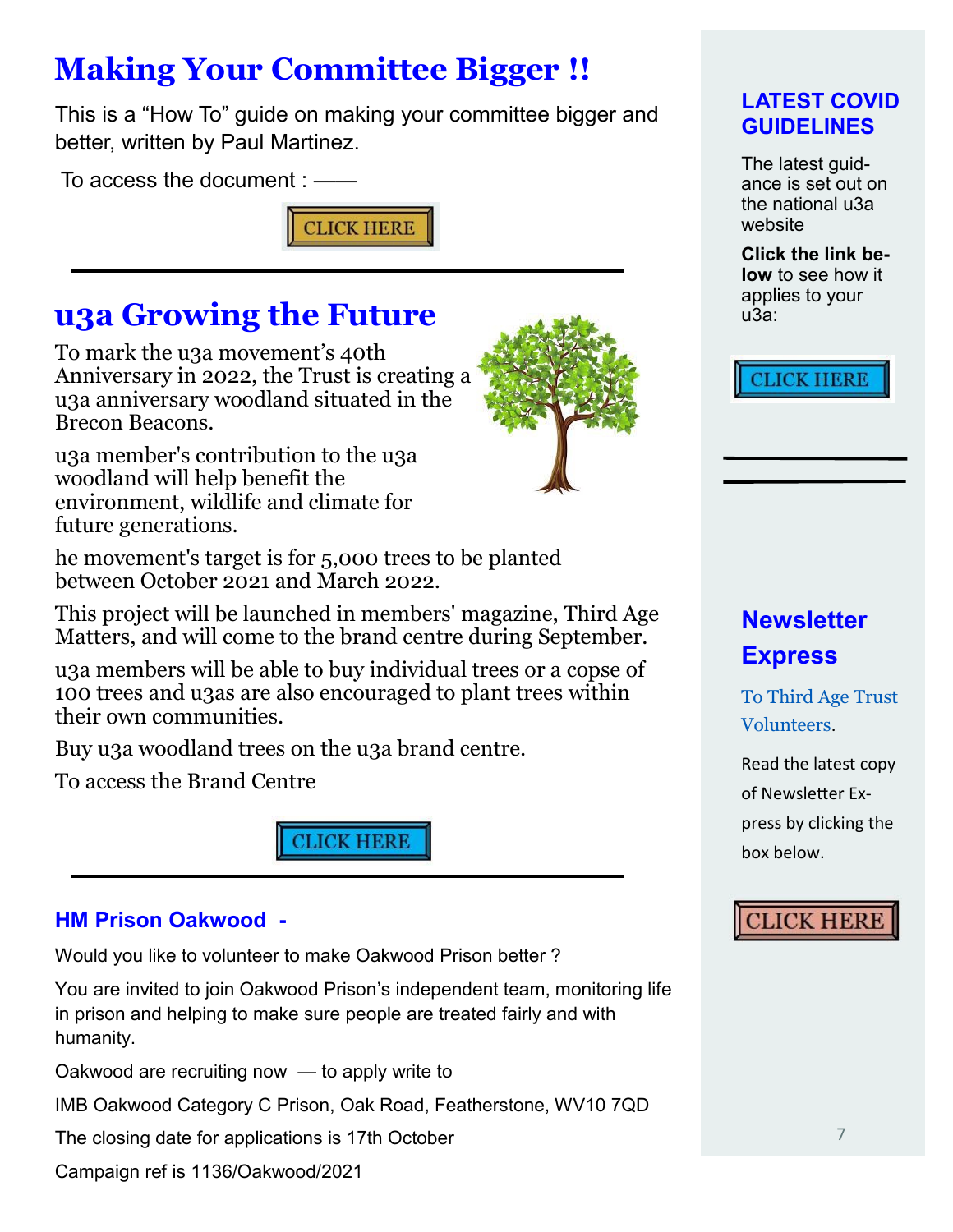# Making Your Committee Bigger !!

This is a "How To" guide on making your committee bigger and better, written by Paul Martinez.

To access the document : ——

CLICK HERE

# u3a Growing the Future

To mark the u3a movement's 40th Anniversary in 2022, the Trust is creating a u3a anniversary woodland situated in the Brecon Beacons.

u3a member's contribution to the u3a woodland will help benefit the environment, wildlife and climate for future generations.

he movement's target is for 5,000 trees to be planted between October 2021 and March 2022.

This project will be launched in members' magazine, Third Age Matters, and will come to the brand centre during September.

u3a members will be able to buy individual trees or a copse of 100 trees and u3as are also encouraged to plant trees within their own communities.

Buy u3a woodland trees on the u3a brand centre.

To access the Brand Centre

CLICK HERE

### HM Prison Oakwood -

Would you like to volunteer to make Oakwood Prison better ?

You are invited to join Oakwood Prison's independent team, monitoring life in prison and helping to make sure people are treated fairly and with humanity.

Oakwood are recruiting now — to apply write to

IMB Oakwood Category C Prison, Oak Road, Featherstone, WV10 7QD

The closing date for applications is 17th October

Campaign ref is 1136/Oakwood/2021

### LATEST COVID GUIDELINES

The latest guidance is set out on the national u3a website

**Click the link below** to see how it applies to your u3a:

CLICK HERE

## Newsletter Express

To Third Age Trust Volunteers.

Read the latest copy of Newsletter Express by clicking the box below.

CLICK HERE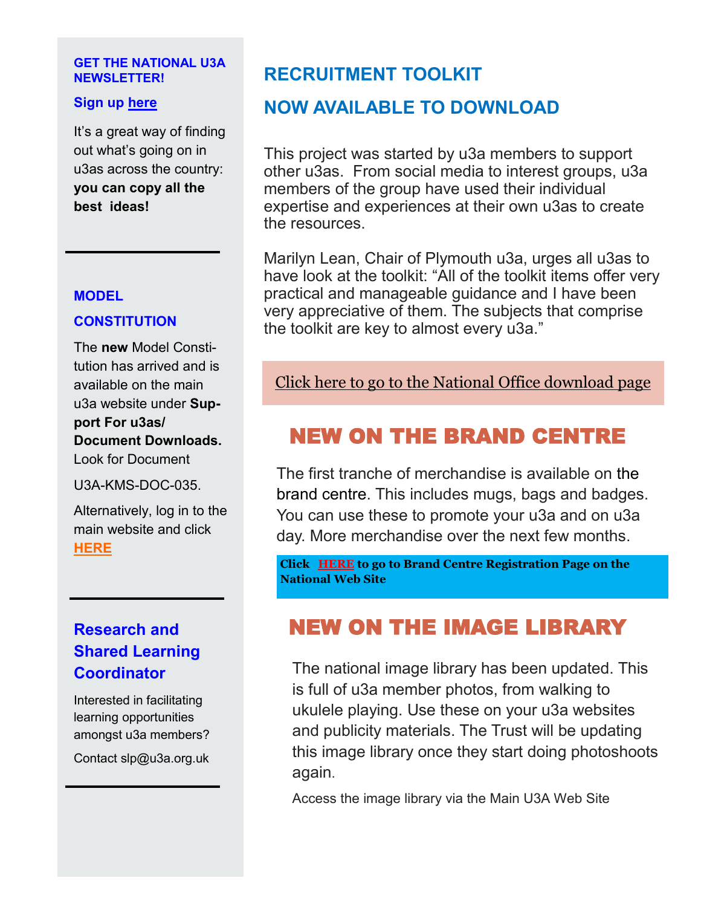**GET THE NATIONAL U3A NEWSLETTER!**

**Sign up here**

It's a great way of finding out what's going on in u3as across the country: **you can copy all the best ideas!**

---

**MODEL CONSTITUTION**

The **new** Model Constitution has arrived and is available on the main u3a website under **Support For u3as/ Document Downloads.** Look for Document

U3A-KMS-DOC-035.

Alternatively, log in to the main website and click **HERE**

---

**Research and Shared Learning Coordinator**

Interested in facilitating learning opportunities amongst u3a members?

Contact slp@u3a.org.uk

---

## RECRUITMENT TOOLKIT

## NOW AVAILABLE TO DOWNLOAD

This project was started by u3a members to support other u3as. From social media to interest groups, u3a members of the group have used their individual expertise and experiences at their own u3as to create the resources.

Marilyn Lean, Chair of Plymouth u3a, urges all u3as to have look at the toolkit: "All of the toolkit items offer very practical and manageable guidance and I have been very appreciative of them. The subjects that comprise the toolkit are key to almost every u3a."

Click here to go to the National Office download page

## NEW ON THE BRAND CENTRE

The first tranche of merchandise is available on the brand centre. This includes mugs, bags and badges. You can use these to promote your u3a and on u3a day. More merchandise over the next few months.

**Click HERE to go to Brand Centre Registration Page on the National Web Site**

## NEW ON THE IMAGE LIBRARY

The national image library has been updated. This is full of u3a member photos, from walking to ukulele playing. Use these on your u3a websites and publicity materials. The Trust will be updating this image library once they start doing photoshoots again.

Access the image library via the Main U3A Web Site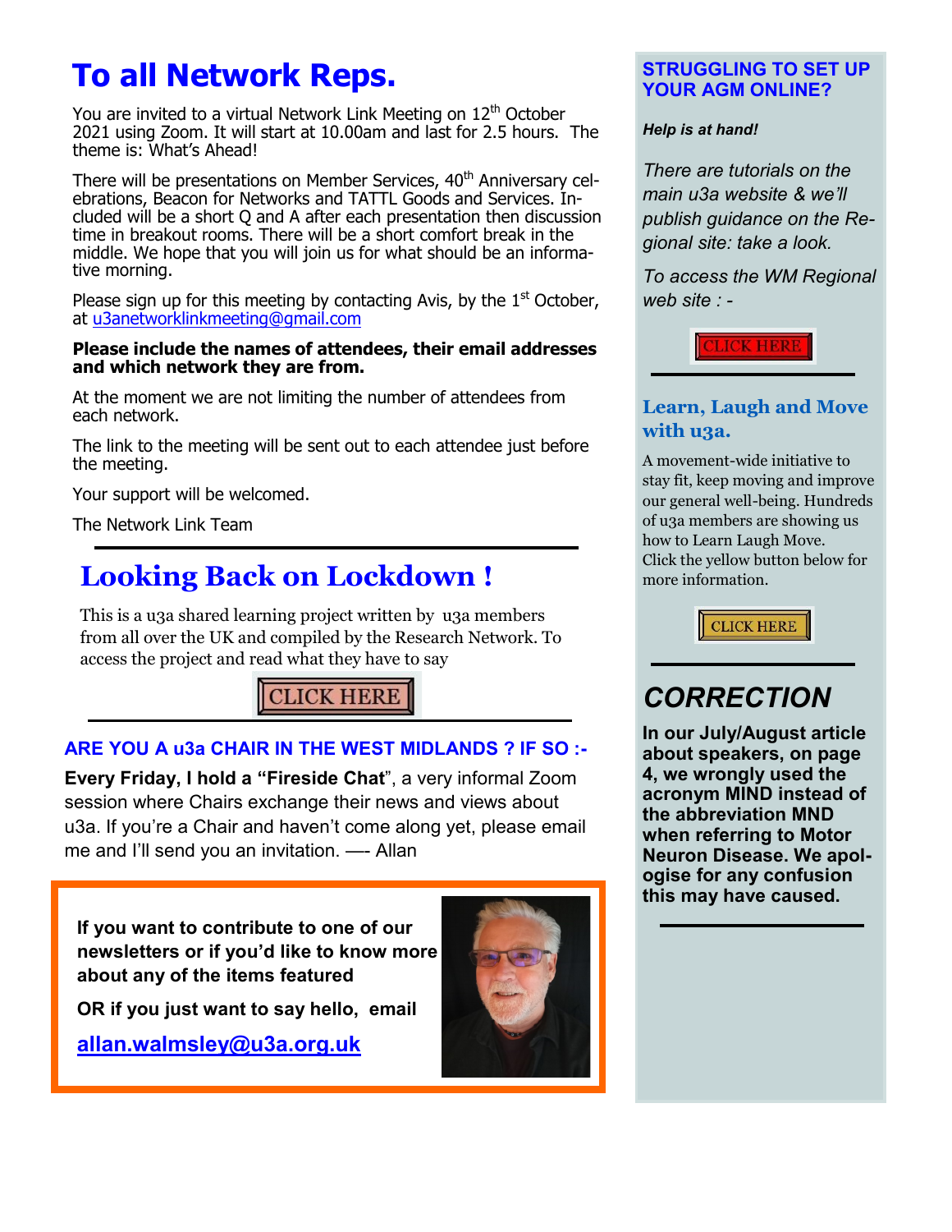# To all Network Reps.

You are invited to a virtual Network Link Meeting on 12th October 2021 using Zoom. It will start at 10.00am and last for 2.5 hours. The theme is: What's Ahead!

There will be presentations on Member Services, 40th Anniversary celebrations, Beacon for Networks and TATTL Goods and Services. Included will be a short Q and A after each presentation then discussion time in breakout rooms. There will be a short comfort break in the middle. We hope that you will join us for what should be an informative morning.

Please sign up for this meeting by contacting Avis, by the 1st October, at u3anetworklinkmeeting@gmail.com

**Please include the names of attendees, their email addresses and which network they are from.**

At the moment we are not limiting the number of attendees from each network.

The link to the meeting will be sent out to each attendee just before the meeting.

Your support will be welcomed.

The Network Link Team

---

# Looking Back on Lockdown !

This is a u3a shared learning project written by u3a members from all over the UK and compiled by the Research Network. To access the project and read what they have to say

CLICK HERE

---

### ARE YOU A u3a CHAIR IN THE WEST MIDLANDS ? IF SO :-

**Every Friday, I hold a "Fireside Chat**", a very informal Zoom session where Chairs exchange their news and views about u3a. If you're a Chair and haven't come along yet, please email me and I'll send you an invitation. —- Allan

**If you want to contribute to one of our newsletters or if you'd like to know more about any of the items featured**

**OR if you just want to say hello, email**

**allan.walmsley@u3a.org.uk**

---

### STRUGGLING TO SET UP YOUR AGM ONLINE?

***Help is at hand!***

*There are tutorials on the main u3a website & we'll publish guidance on the Regional site: take a look.*

*To access the WM Regional web site : -*

CLICK HERE

---

### Learn, Laugh and Move with u3a.

A movement-wide initiative to stay fit, keep moving and improve our general well-being. Hundreds of u3a members are showing us how to Learn Laugh Move. Click the yellow button below for more information.

CLICK HERE

---

## *CORRECTION*

**In our July/August article about speakers, on page 4, we wrongly used the acronym MIND instead of the abbreviation MND when referring to Motor Neuron Disease. We apologise for any confusion this may have caused.**